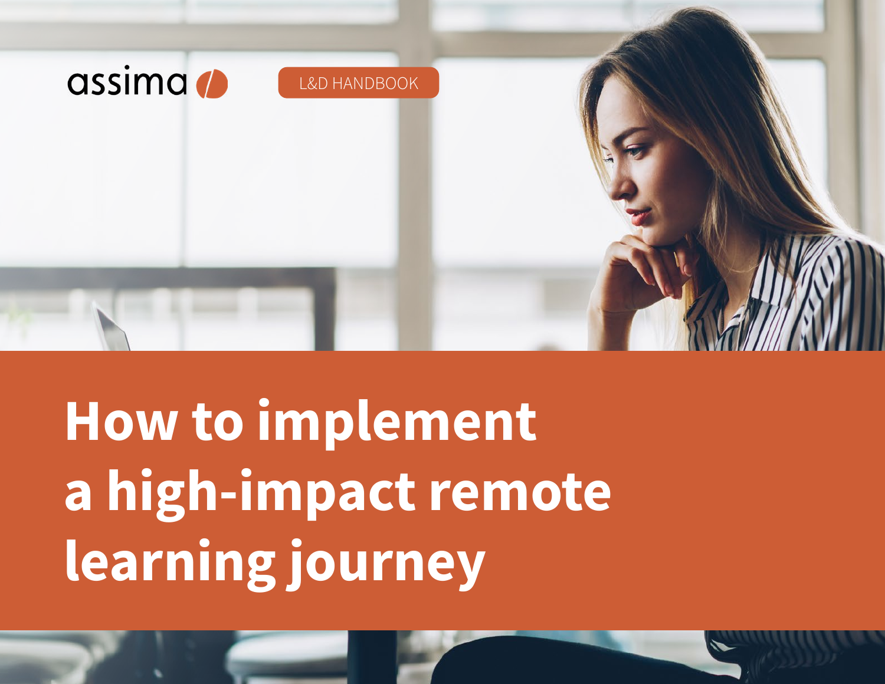assima

L&D HANDBOOK

# How to implement a high-impact remote learning journey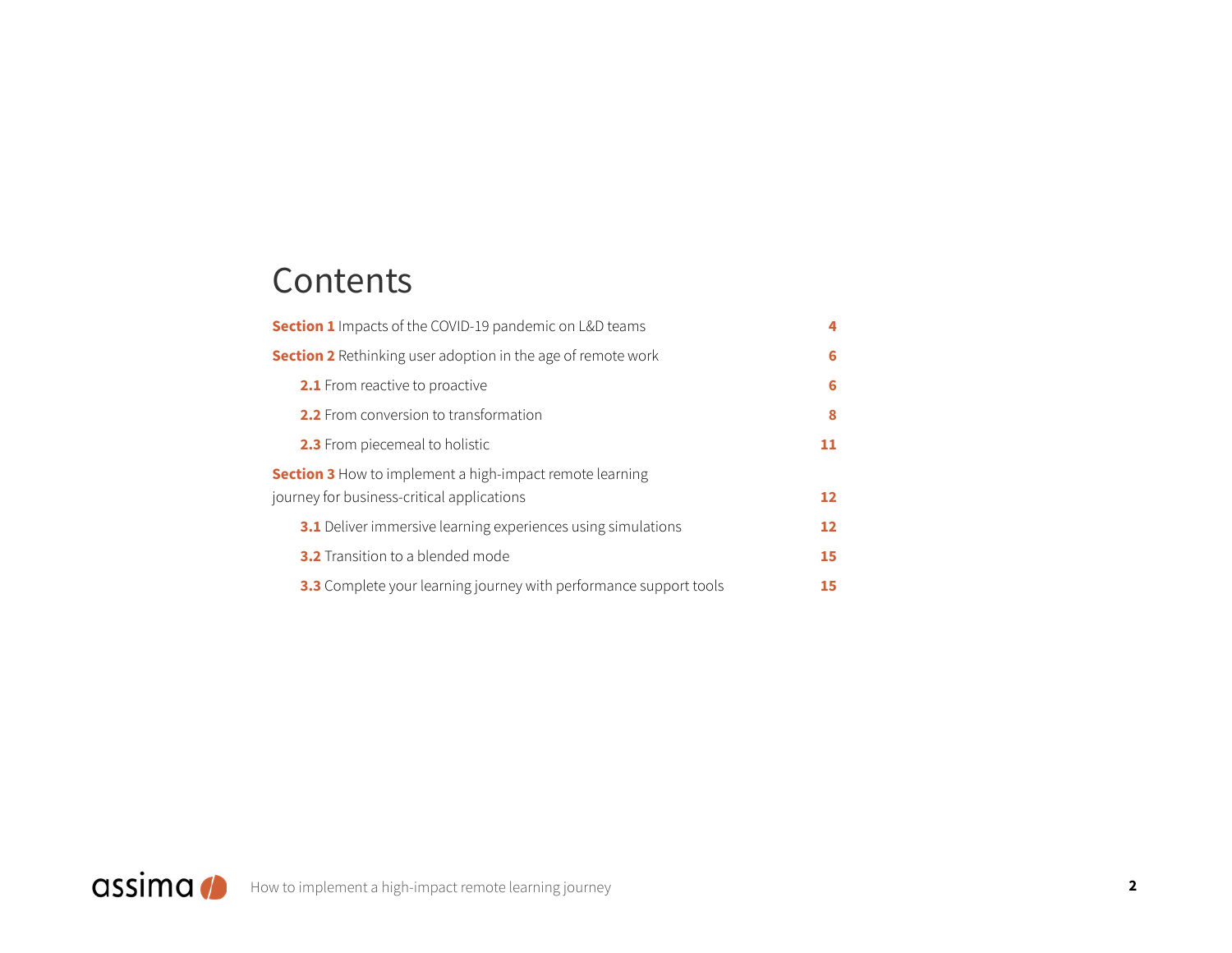# Contents

| | |
|---|---|
| **Section 1** Impacts of the COVID-19 pandemic on L&D teams | **4** |
| **Section 2** Rethinking user adoption in the age of remote work | **6** |
| **2.1** From reactive to proactive | **6** |
| **2.2** From conversion to transformation | **8** |
| **2.3** From piecemeal to holistic | **11** |
| **Section 3** How to implement a high-impact remote learning journey for business-critical applications | **12** |
| **3.1** Deliver immersive learning experiences using simulations | **12** |
| **3.2** Transition to a blended mode | **15** |
| **3.3** Complete your learning journey with performance support tools | **15** |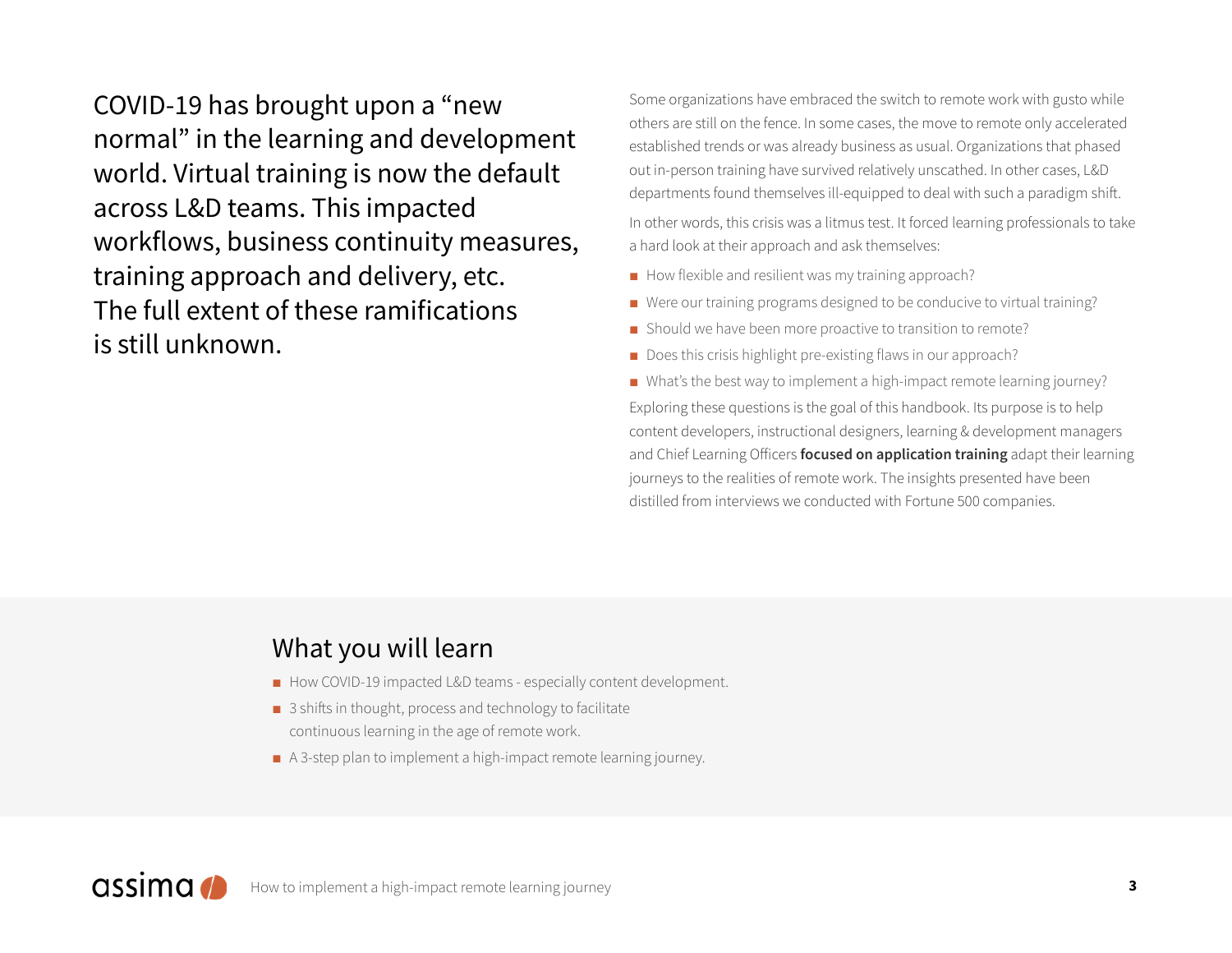COVID-19 has brought upon a "new normal" in the learning and development world. Virtual training is now the default across L&D teams. This impacted workflows, business continuity measures, training approach and delivery, etc. The full extent of these ramifications is still unknown.

Some organizations have embraced the switch to remote work with gusto while others are still on the fence. In some cases, the move to remote only accelerated established trends or was already business as usual. Organizations that phased out in-person training have survived relatively unscathed. In other cases, L&D departments found themselves ill-equipped to deal with such a paradigm shift.

In other words, this crisis was a litmus test. It forced learning professionals to take a hard look at their approach and ask themselves:

- How flexible and resilient was my training approach?
- Were our training programs designed to be conducive to virtual training?
- Should we have been more proactive to transition to remote?
- Does this crisis highlight pre-existing flaws in our approach?
- What's the best way to implement a high-impact remote learning journey?

Exploring these questions is the goal of this handbook. Its purpose is to help content developers, instructional designers, learning & development managers and Chief Learning Officers **focused on application training** adapt their learning journeys to the realities of remote work. The insights presented have been distilled from interviews we conducted with Fortune 500 companies.

## What you will learn

- How COVID-19 impacted L&D teams - especially content development.
- 3 shifts in thought, process and technology to facilitate continuous learning in the age of remote work.
- A 3-step plan to implement a high-impact remote learning journey.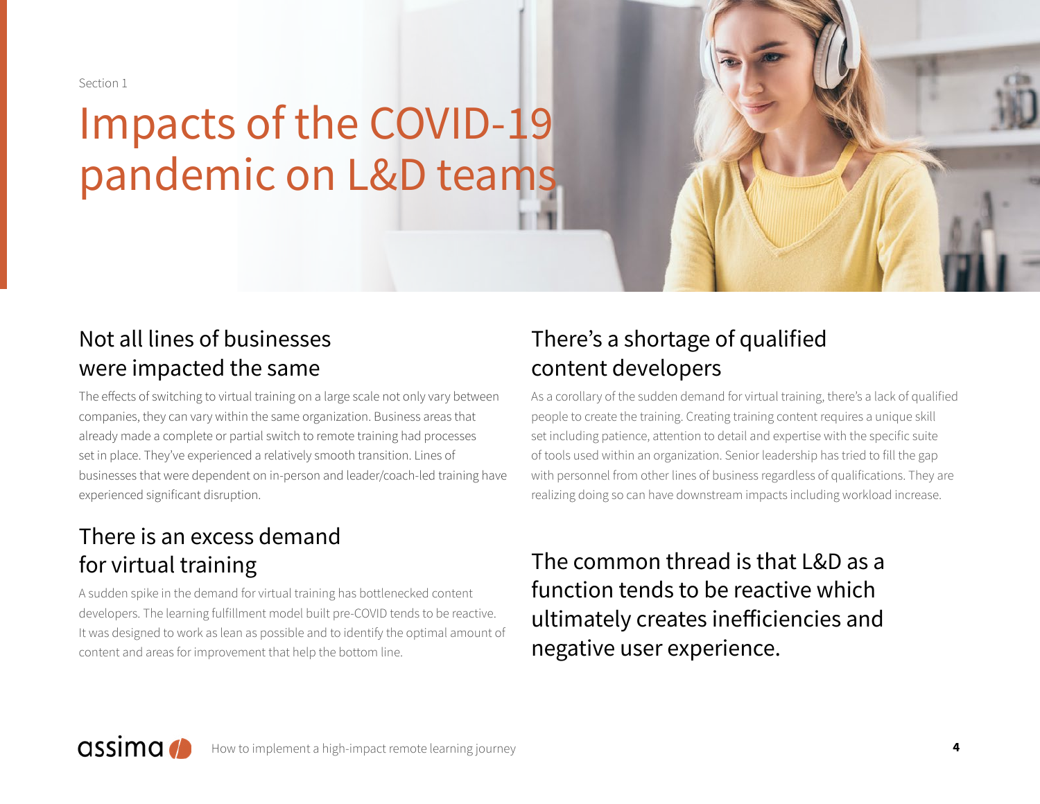Section 1

# Impacts of the COVID-19 pandemic on L&D teams

## Not all lines of businesses were impacted the same

The effects of switching to virtual training on a large scale not only vary between companies, they can vary within the same organization. Business areas that already made a complete or partial switch to remote training had processes set in place. They've experienced a relatively smooth transition. Lines of businesses that were dependent on in-person and leader/coach-led training have experienced significant disruption.

## There is an excess demand for virtual training

A sudden spike in the demand for virtual training has bottlenecked content developers. The learning fulfillment model built pre-COVID tends to be reactive. It was designed to work as lean as possible and to identify the optimal amount of content and areas for improvement that help the bottom line.

## There's a shortage of qualified content developers

As a corollary of the sudden demand for virtual training, there's a lack of qualified people to create the training. Creating training content requires a unique skill set including patience, attention to detail and expertise with the specific suite of tools used within an organization. Senior leadership has tried to fill the gap with personnel from other lines of business regardless of qualifications. They are realizing doing so can have downstream impacts including workload increase.

The common thread is that L&D as a function tends to be reactive which ultimately creates inefficiencies and negative user experience.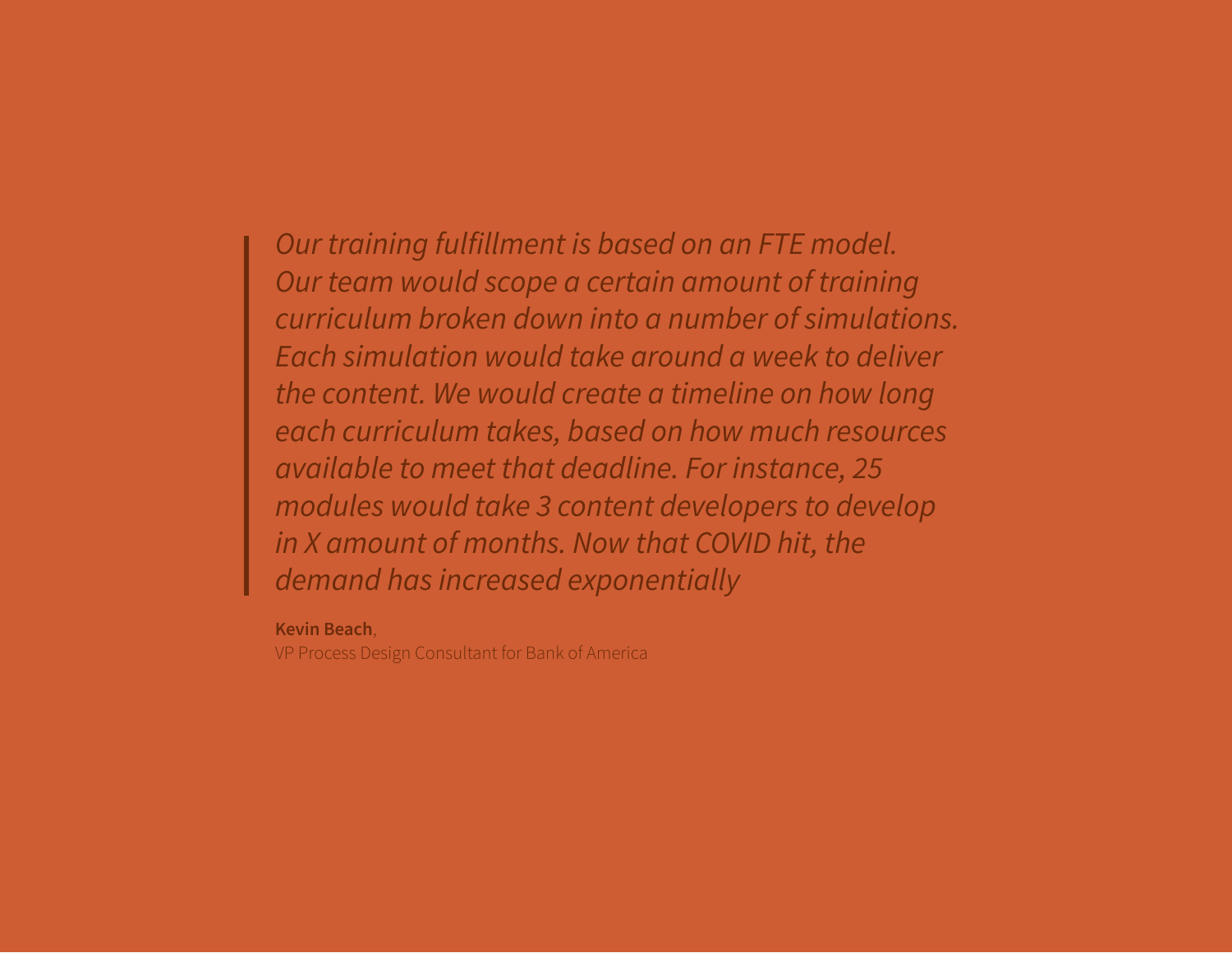> *Our training fulfillment is based on an FTE model. Our team would scope a certain amount of training curriculum broken down into a number of simulations. Each simulation would take around a week to deliver the content. We would create a timeline on how long each curriculum takes, based on how much resources available to meet that deadline. For instance, 25 modules would take 3 content developers to develop in X amount of months. Now that COVID hit, the demand has increased exponentially*

**Kevin Beach**,
VP Process Design Consultant for Bank of America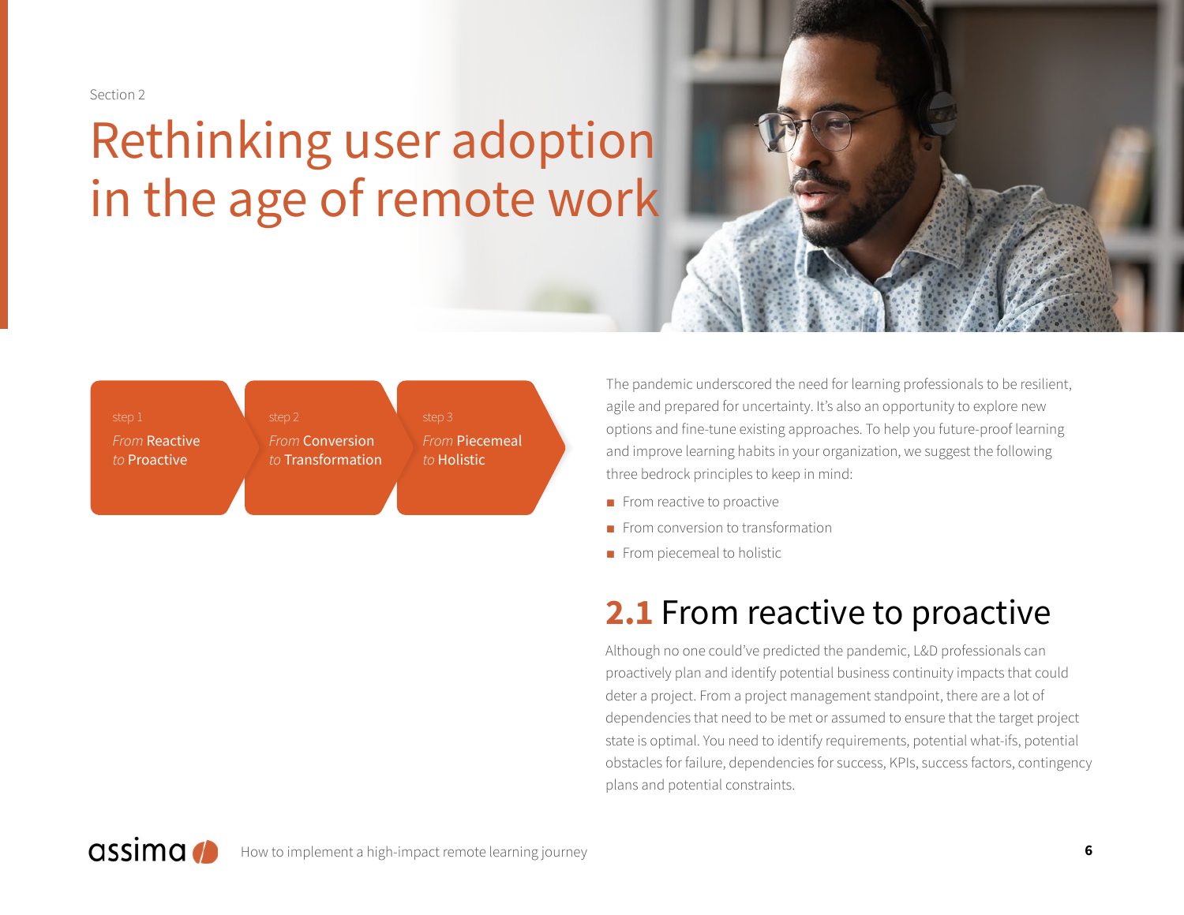Section 2

# Rethinking user adoption in the age of remote work

step 1
*From* Reactive
*to* Proactive

step 2
*From* Conversion
*to* Transformation

step 3
*From* Piecemeal
*to* Holistic

The pandemic underscored the need for learning professionals to be resilient, agile and prepared for uncertainty. It's also an opportunity to explore new options and fine-tune existing approaches. To help you future-proof learning and improve learning habits in your organization, we suggest the following three bedrock principles to keep in mind:

- From reactive to proactive
- From conversion to transformation
- From piecemeal to holistic

## 2.1 From reactive to proactive

Although no one could've predicted the pandemic, L&D professionals can proactively plan and identify potential business continuity impacts that could deter a project. From a project management standpoint, there are a lot of dependencies that need to be met or assumed to ensure that the target project state is optimal. You need to identify requirements, potential what-ifs, potential obstacles for failure, dependencies for success, KPIs, success factors, contingency plans and potential constraints.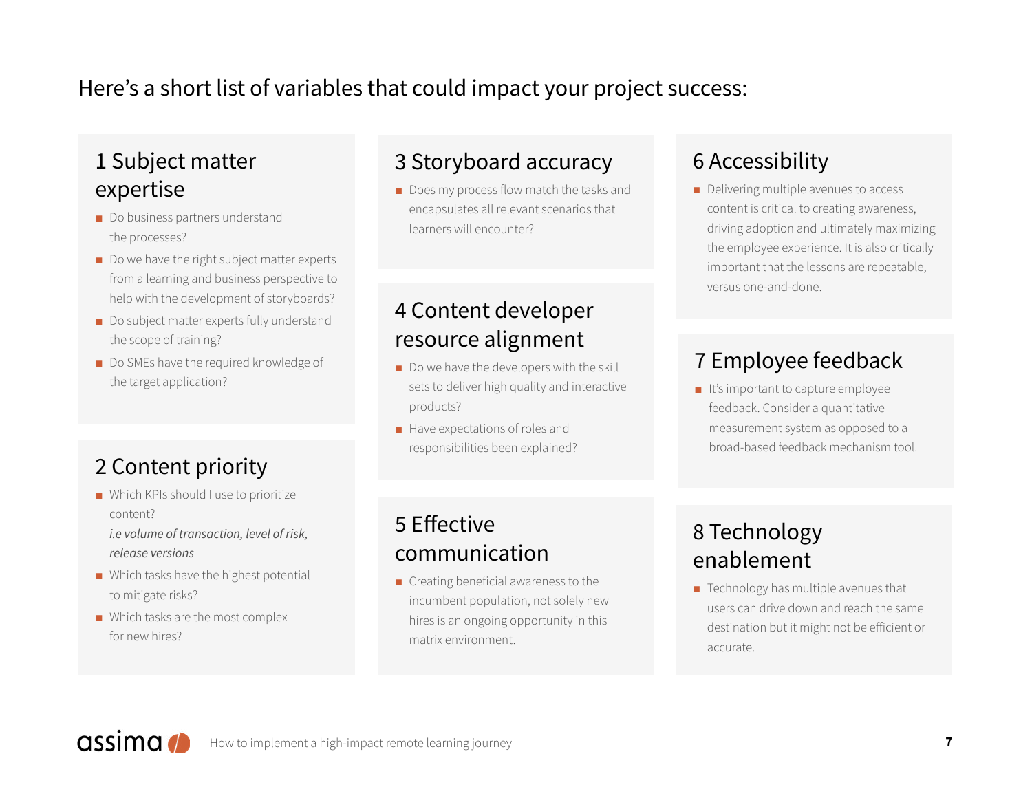# Here's a short list of variables that could impact your project success:

## 1 Subject matter expertise

- Do business partners understand the processes?
- Do we have the right subject matter experts from a learning and business perspective to help with the development of storyboards?
- Do subject matter experts fully understand the scope of training?
- Do SMEs have the required knowledge of the target application?

## 2 Content priority

- Which KPIs should I use to prioritize content?
  *i.e volume of transaction, level of risk, release versions*
- Which tasks have the highest potential to mitigate risks?
- Which tasks are the most complex for new hires?

## 3 Storyboard accuracy

- Does my process flow match the tasks and encapsulates all relevant scenarios that learners will encounter?

## 4 Content developer resource alignment

- Do we have the developers with the skill sets to deliver high quality and interactive products?
- Have expectations of roles and responsibilities been explained?

## 5 Effective communication

- Creating beneficial awareness to the incumbent population, not solely new hires is an ongoing opportunity in this matrix environment.

## 6 Accessibility

- Delivering multiple avenues to access content is critical to creating awareness, driving adoption and ultimately maximizing the employee experience. It is also critically important that the lessons are repeatable, versus one-and-done.

## 7 Employee feedback

- It's important to capture employee feedback. Consider a quantitative measurement system as opposed to a broad-based feedback mechanism tool.

## 8 Technology enablement

- Technology has multiple avenues that users can drive down and reach the same destination but it might not be efficient or accurate.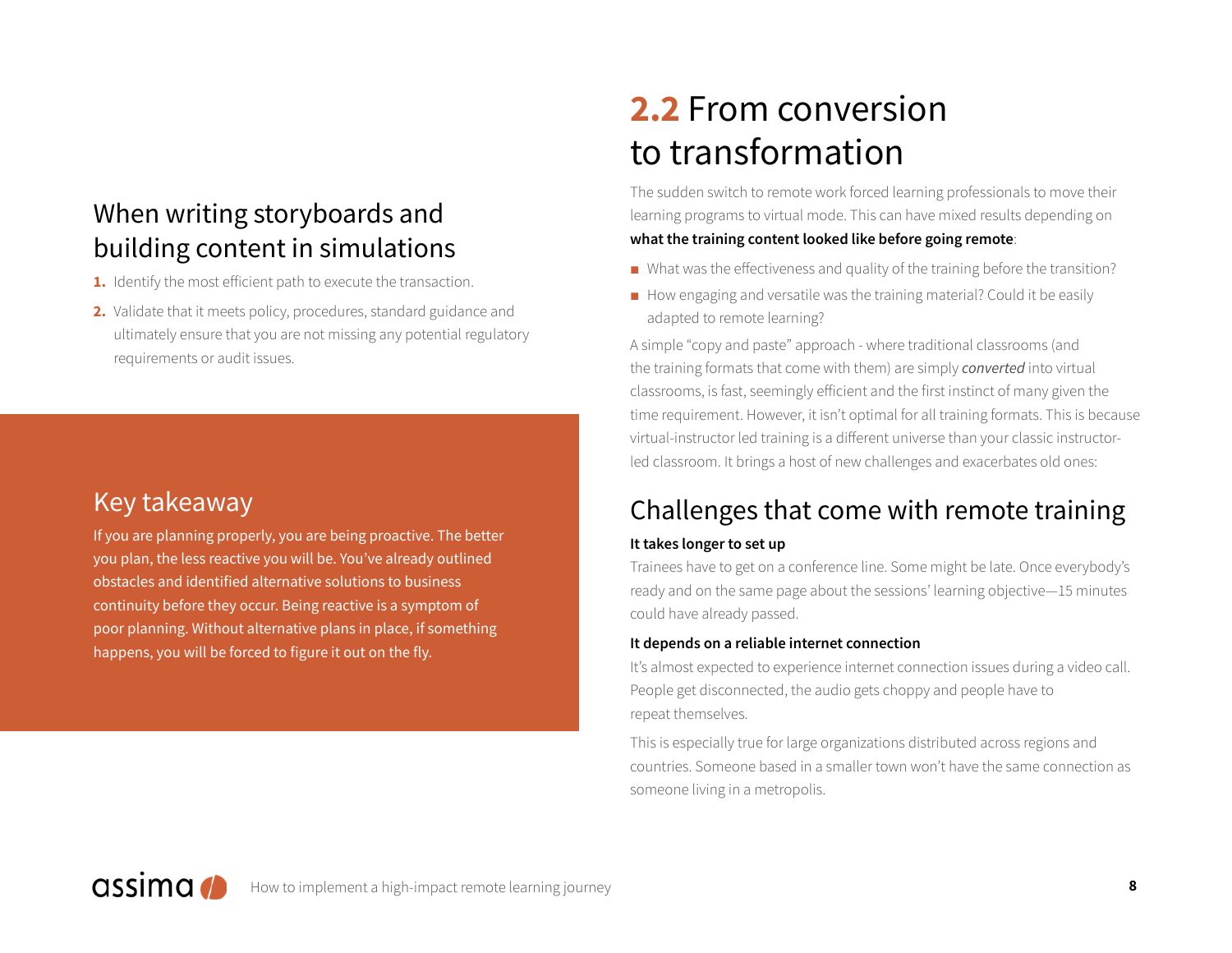## When writing storyboards and building content in simulations

1. Identify the most efficient path to execute the transaction.
2. Validate that it meets policy, procedures, standard guidance and ultimately ensure that you are not missing any potential regulatory requirements or audit issues.

## Key takeaway

If you are planning properly, you are being proactive. The better you plan, the less reactive you will be. You've already outlined obstacles and identified alternative solutions to business continuity before they occur. Being reactive is a symptom of poor planning. Without alternative plans in place, if something happens, you will be forced to figure it out on the fly.

# 2.2 From conversion to transformation

The sudden switch to remote work forced learning professionals to move their learning programs to virtual mode. This can have mixed results depending on **what the training content looked like before going remote**:

- What was the effectiveness and quality of the training before the transition?
- How engaging and versatile was the training material? Could it be easily adapted to remote learning?

A simple "copy and paste" approach - where traditional classrooms (and the training formats that come with them) are simply ***converted*** into virtual classrooms, is fast, seemingly efficient and the first instinct of many given the time requirement. However, it isn't optimal for all training formats. This is because virtual-instructor led training is a different universe than your classic instructor-led classroom. It brings a host of new challenges and exacerbates old ones:

## Challenges that come with remote training

**It takes longer to set up**

Trainees have to get on a conference line. Some might be late. Once everybody's ready and on the same page about the sessions' learning objective—15 minutes could have already passed.

**It depends on a reliable internet connection**

It's almost expected to experience internet connection issues during a video call. People get disconnected, the audio gets choppy and people have to repeat themselves.

This is especially true for large organizations distributed across regions and countries. Someone based in a smaller town won't have the same connection as someone living in a metropolis.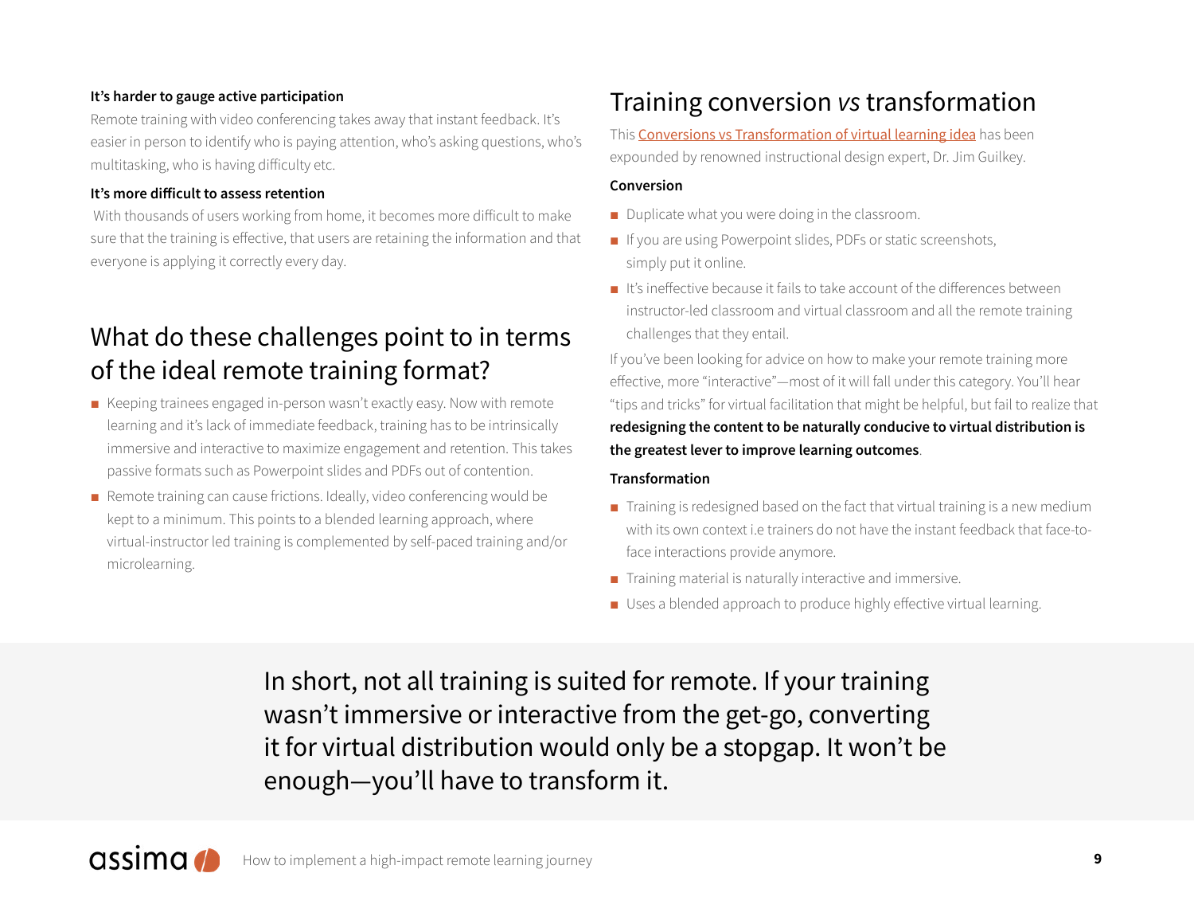**It's harder to gauge active participation**

Remote training with video conferencing takes away that instant feedback. It's easier in person to identify who is paying attention, who's asking questions, who's multitasking, who is having difficulty etc.

**It's more difficult to assess retention**

With thousands of users working from home, it becomes more difficult to make sure that the training is effective, that users are retaining the information and that everyone is applying it correctly every day.

## What do these challenges point to in terms of the ideal remote training format?

- Keeping trainees engaged in-person wasn't exactly easy. Now with remote learning and it's lack of immediate feedback, training has to be intrinsically immersive and interactive to maximize engagement and retention. This takes passive formats such as Powerpoint slides and PDFs out of contention.
- Remote training can cause frictions. Ideally, video conferencing would be kept to a minimum. This points to a blended learning approach, where virtual-instructor led training is complemented by self-paced training and/or microlearning.

## Training conversion *vs* transformation

This [Conversions vs Transformation of virtual learning idea]() has been expounded by renowned instructional design expert, Dr. Jim Guilkey.

**Conversion**

- Duplicate what you were doing in the classroom.
- If you are using Powerpoint slides, PDFs or static screenshots, simply put it online.
- It's ineffective because it fails to take account of the differences between instructor-led classroom and virtual classroom and all the remote training challenges that they entail.

If you've been looking for advice on how to make your remote training more effective, more "interactive"—most of it will fall under this category. You'll hear "tips and tricks" for virtual facilitation that might be helpful, but fail to realize that **redesigning the content to be naturally conducive to virtual distribution is the greatest lever to improve learning outcomes**.

**Transformation**

- Training is redesigned based on the fact that virtual training is a new medium with its own context i.e trainers do not have the instant feedback that face-to-face interactions provide anymore.
- Training material is naturally interactive and immersive.
- Uses a blended approach to produce highly effective virtual learning.

In short, not all training is suited for remote. If your training wasn't immersive or interactive from the get-go, converting it for virtual distribution would only be a stopgap. It won't be enough—you'll have to transform it.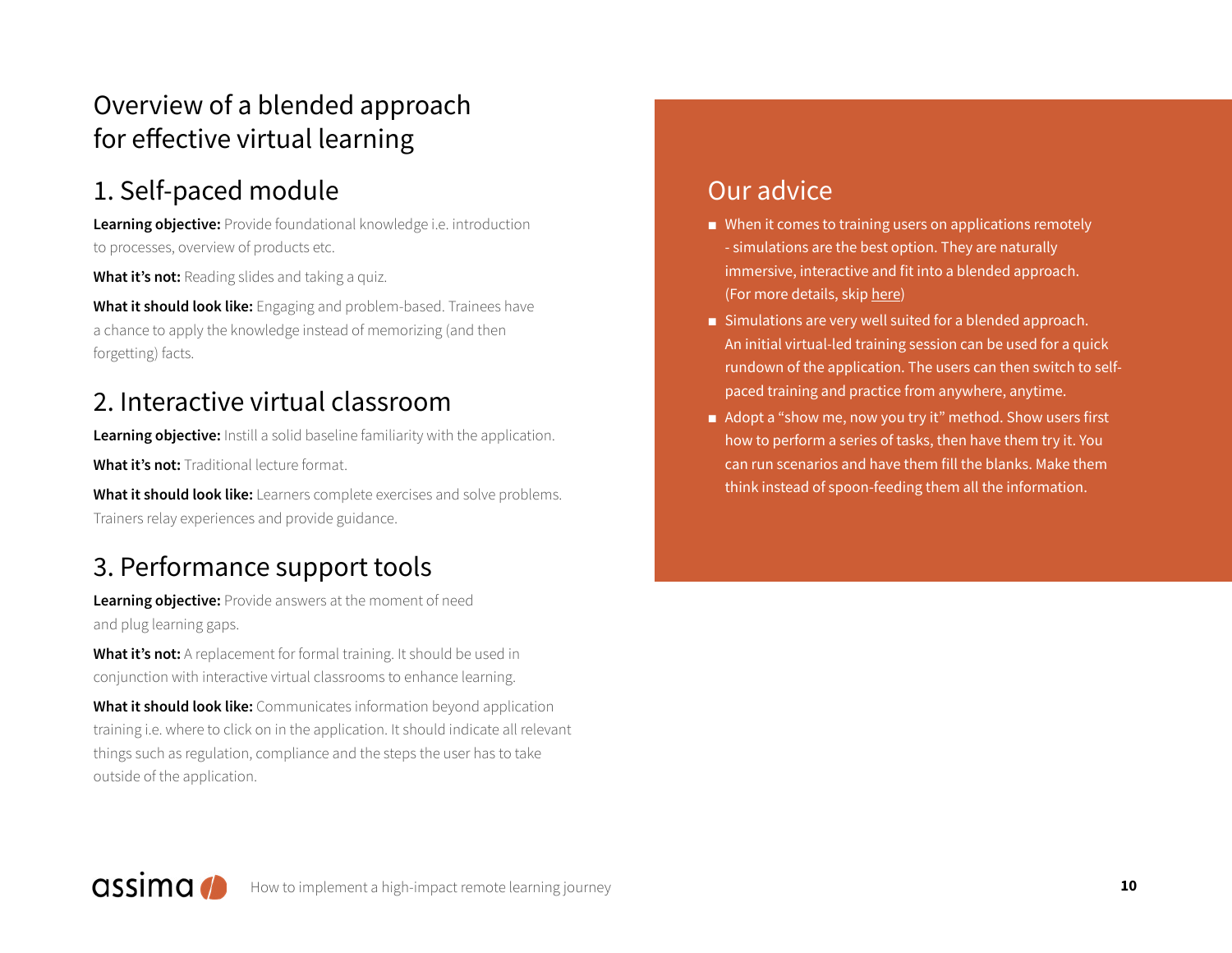# Overview of a blended approach for effective virtual learning

## 1. Self-paced module

**Learning objective:** Provide foundational knowledge i.e. introduction to processes, overview of products etc.

**What it's not:** Reading slides and taking a quiz.

**What it should look like:** Engaging and problem-based. Trainees have a chance to apply the knowledge instead of memorizing (and then forgetting) facts.

## 2. Interactive virtual classroom

**Learning objective:** Instill a solid baseline familiarity with the application.

**What it's not:** Traditional lecture format.

**What it should look like:** Learners complete exercises and solve problems. Trainers relay experiences and provide guidance.

## 3. Performance support tools

**Learning objective:** Provide answers at the moment of need and plug learning gaps.

**What it's not:** A replacement for formal training. It should be used in conjunction with interactive virtual classrooms to enhance learning.

**What it should look like:** Communicates information beyond application training i.e. where to click on in the application. It should indicate all relevant things such as regulation, compliance and the steps the user has to take outside of the application.

## Our advice

- When it comes to training users on applications remotely - simulations are the best option. They are naturally immersive, interactive and fit into a blended approach. (For more details, skip here)
- Simulations are very well suited for a blended approach. An initial virtual-led training session can be used for a quick rundown of the application. The users can then switch to self-paced training and practice from anywhere, anytime.
- Adopt a "show me, now you try it" method. Show users first how to perform a series of tasks, then have them try it. You can run scenarios and have them fill the blanks. Make them think instead of spoon-feeding them all the information.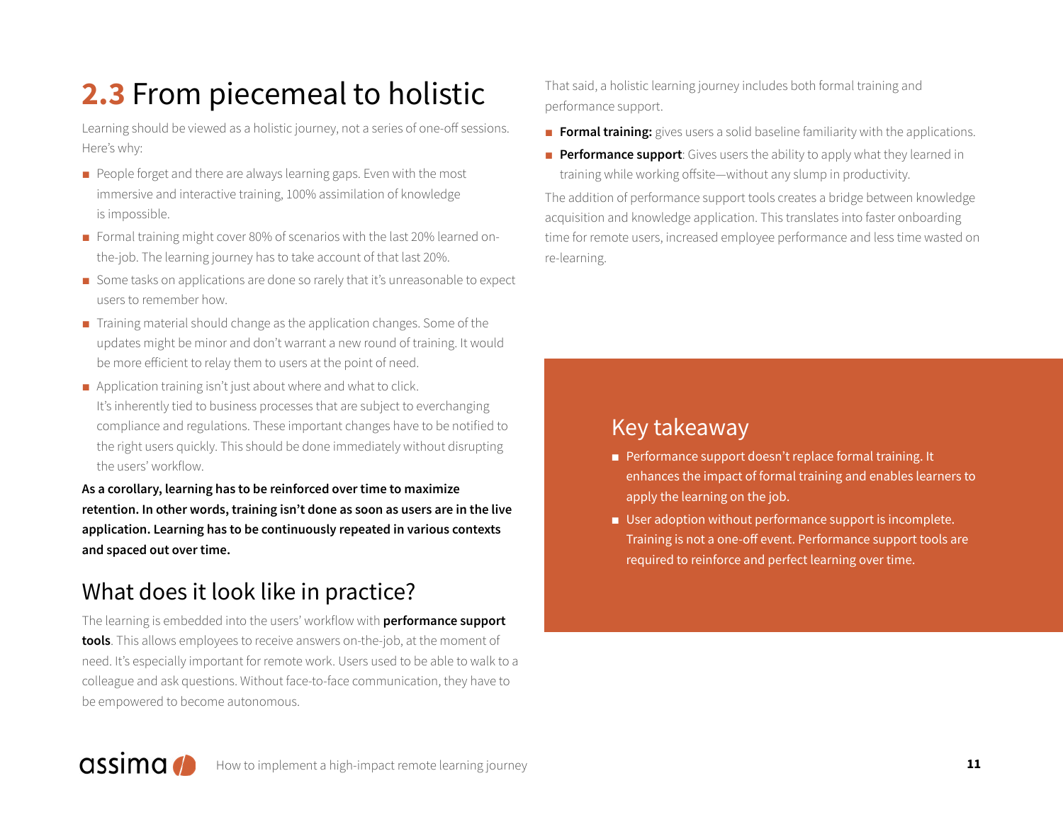## **2.3** From piecemeal to holistic

Learning should be viewed as a holistic journey, not a series of one-off sessions. Here's why:

- People forget and there are always learning gaps. Even with the most immersive and interactive training, 100% assimilation of knowledge is impossible.
- Formal training might cover 80% of scenarios with the last 20% learned on-the-job. The learning journey has to take account of that last 20%.
- Some tasks on applications are done so rarely that it's unreasonable to expect users to remember how.
- Training material should change as the application changes. Some of the updates might be minor and don't warrant a new round of training. It would be more efficient to relay them to users at the point of need.
- Application training isn't just about where and what to click. It's inherently tied to business processes that are subject to everchanging compliance and regulations. These important changes have to be notified to the right users quickly. This should be done immediately without disrupting the users' workflow.

**As a corollary, learning has to be reinforced over time to maximize retention. In other words, training isn't done as soon as users are in the live application. Learning has to be continuously repeated in various contexts and spaced out over time.**

## What does it look like in practice?

The learning is embedded into the users' workflow with **performance support tools**. This allows employees to receive answers on-the-job, at the moment of need. It's especially important for remote work. Users used to be able to walk to a colleague and ask questions. Without face-to-face communication, they have to be empowered to become autonomous.

That said, a holistic learning journey includes both formal training and performance support.

- **Formal training:** gives users a solid baseline familiarity with the applications.
- **Performance support**: Gives users the ability to apply what they learned in training while working offsite—without any slump in productivity.

The addition of performance support tools creates a bridge between knowledge acquisition and knowledge application. This translates into faster onboarding time for remote users, increased employee performance and less time wasted on re-learning.

### Key takeaway

- Performance support doesn't replace formal training. It enhances the impact of formal training and enables learners to apply the learning on the job.
- User adoption without performance support is incomplete. Training is not a one-off event. Performance support tools are required to reinforce and perfect learning over time.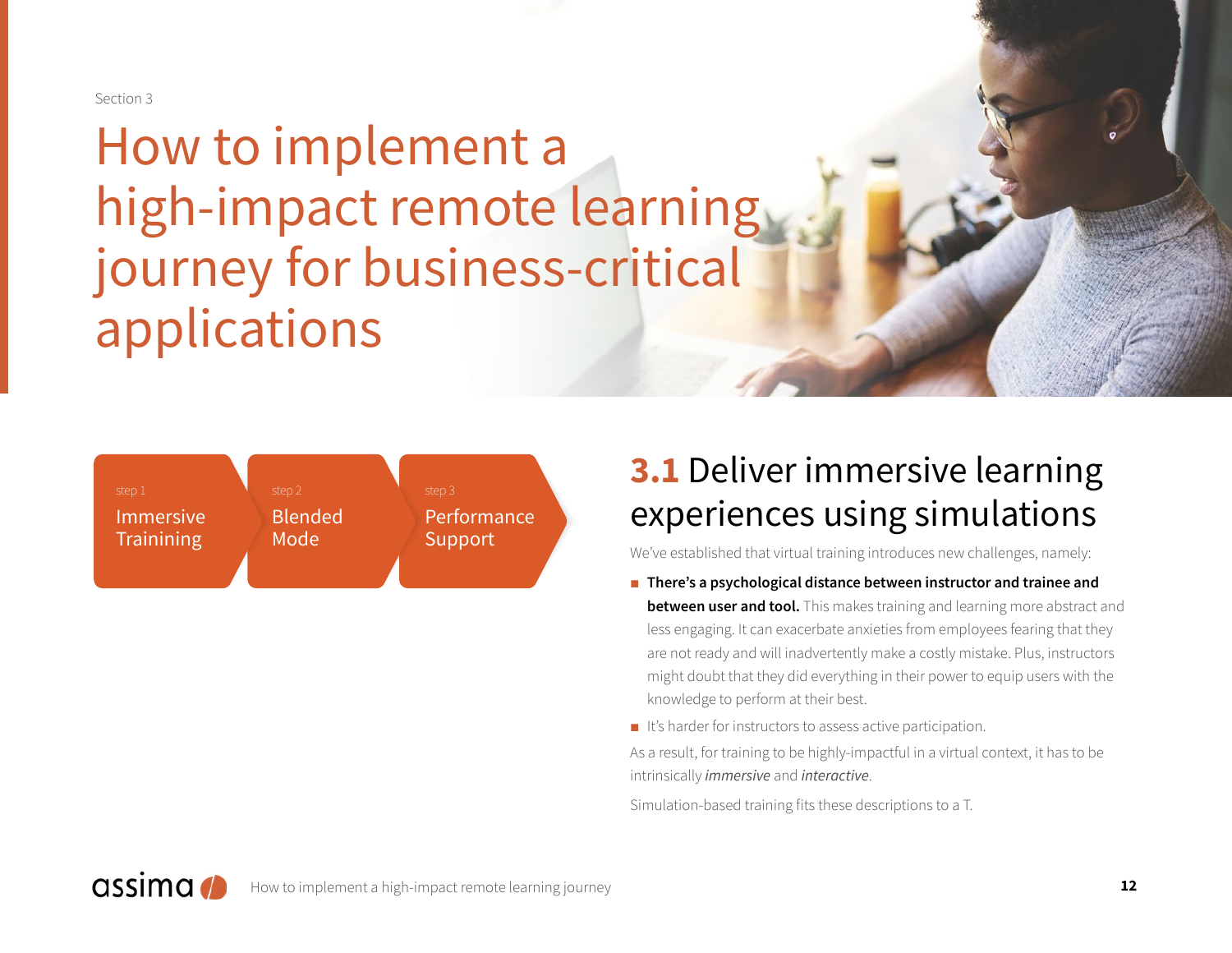Section 3

# How to implement a high-impact remote learning journey for business-critical applications

step 1
Immersive Trainining

step 2
Blended Mode

step 3
Performance Support

## 3.1 Deliver immersive learning experiences using simulations

We've established that virtual training introduces new challenges, namely:

- **There's a psychological distance between instructor and trainee and between user and tool.** This makes training and learning more abstract and less engaging. It can exacerbate anxieties from employees fearing that they are not ready and will inadvertently make a costly mistake. Plus, instructors might doubt that they did everything in their power to equip users with the knowledge to perform at their best.
- It's harder for instructors to assess active participation.

As a result, for training to be highly-impactful in a virtual context, it has to be intrinsically *immersive* and *interactive*.

Simulation-based training fits these descriptions to a T.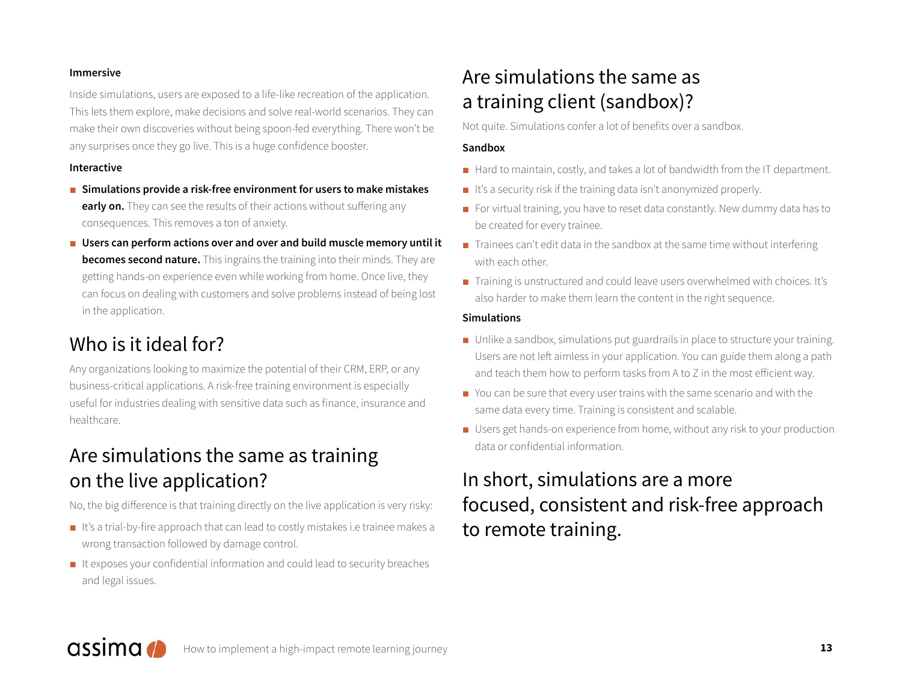#### Immersive

Inside simulations, users are exposed to a life-like recreation of the application. This lets them explore, make decisions and solve real-world scenarios. They can make their own discoveries without being spoon-fed everything. There won't be any surprises once they go live. This is a huge confidence booster.

#### Interactive

- **Simulations provide a risk-free environment for users to make mistakes early on.** They can see the results of their actions without suffering any consequences. This removes a ton of anxiety.
- **Users can perform actions over and over and build muscle memory until it becomes second nature.** This ingrains the training into their minds. They are getting hands-on experience even while working from home. Once live, they can focus on dealing with customers and solve problems instead of being lost in the application.

## Who is it ideal for?

Any organizations looking to maximize the potential of their CRM, ERP, or any business-critical applications. A risk-free training environment is especially useful for industries dealing with sensitive data such as finance, insurance and healthcare.

## Are simulations the same as training on the live application?

No, the big difference is that training directly on the live application is very risky:

- It's a trial-by-fire approach that can lead to costly mistakes i.e trainee makes a wrong transaction followed by damage control.
- It exposes your confidential information and could lead to security breaches and legal issues.

## Are simulations the same as a training client (sandbox)?

Not quite. Simulations confer a lot of benefits over a sandbox.

#### Sandbox

- Hard to maintain, costly, and takes a lot of bandwidth from the IT department.
- It's a security risk if the training data isn't anonymized properly.
- For virtual training, you have to reset data constantly. New dummy data has to be created for every trainee.
- Trainees can't edit data in the sandbox at the same time without interfering with each other.
- Training is unstructured and could leave users overwhelmed with choices. It's also harder to make them learn the content in the right sequence.

#### Simulations

- Unlike a sandbox, simulations put guardrails in place to structure your training. Users are not left aimless in your application. You can guide them along a path and teach them how to perform tasks from A to Z in the most efficient way.
- You can be sure that every user trains with the same scenario and with the same data every time. Training is consistent and scalable.
- Users get hands-on experience from home, without any risk to your production data or confidential information.

## In short, simulations are a more focused, consistent and risk-free approach to remote training.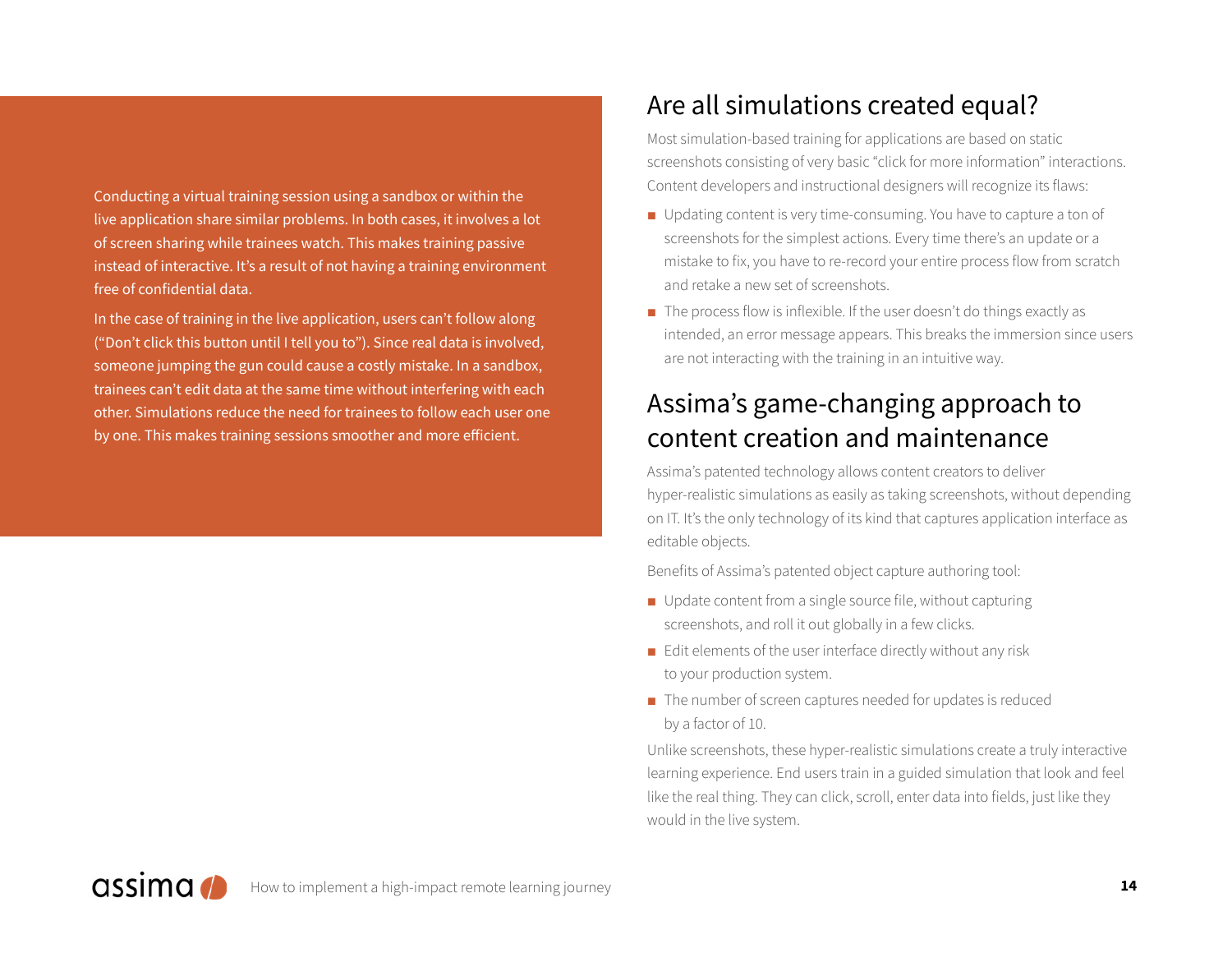Conducting a virtual training session using a sandbox or within the live application share similar problems. In both cases, it involves a lot of screen sharing while trainees watch. This makes training passive instead of interactive. It's a result of not having a training environment free of confidential data.

In the case of training in the live application, users can't follow along ("Don't click this button until I tell you to"). Since real data is involved, someone jumping the gun could cause a costly mistake. In a sandbox, trainees can't edit data at the same time without interfering with each other. Simulations reduce the need for trainees to follow each user one by one. This makes training sessions smoother and more efficient.

## Are all simulations created equal?

Most simulation-based training for applications are based on static screenshots consisting of very basic "click for more information" interactions. Content developers and instructional designers will recognize its flaws:

- Updating content is very time-consuming. You have to capture a ton of screenshots for the simplest actions. Every time there's an update or a mistake to fix, you have to re-record your entire process flow from scratch and retake a new set of screenshots.
- The process flow is inflexible. If the user doesn't do things exactly as intended, an error message appears. This breaks the immersion since users are not interacting with the training in an intuitive way.

## Assima's game-changing approach to content creation and maintenance

Assima's patented technology allows content creators to deliver hyper-realistic simulations as easily as taking screenshots, without depending on IT. It's the only technology of its kind that captures application interface as editable objects.

Benefits of Assima's patented object capture authoring tool:

- Update content from a single source file, without capturing screenshots, and roll it out globally in a few clicks.
- Edit elements of the user interface directly without any risk to your production system.
- The number of screen captures needed for updates is reduced by a factor of 10.

Unlike screenshots, these hyper-realistic simulations create a truly interactive learning experience. End users train in a guided simulation that look and feel like the real thing. They can click, scroll, enter data into fields, just like they would in the live system.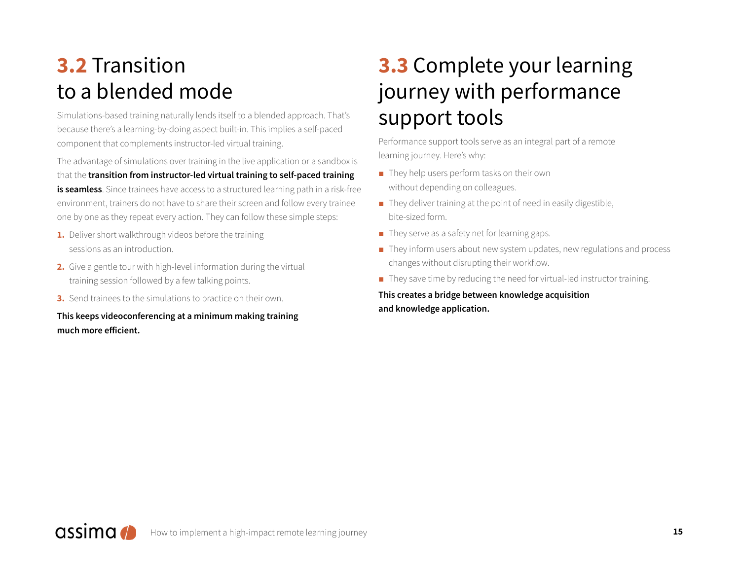## 3.2 Transition to a blended mode

Simulations-based training naturally lends itself to a blended approach. That's because there's a learning-by-doing aspect built-in. This implies a self-paced component that complements instructor-led virtual training.

The advantage of simulations over training in the live application or a sandbox is that the **transition from instructor-led virtual training to self-paced training is seamless**. Since trainees have access to a structured learning path in a risk-free environment, trainers do not have to share their screen and follow every trainee one by one as they repeat every action. They can follow these simple steps:

1. Deliver short walkthrough videos before the training sessions as an introduction.
2. Give a gentle tour with high-level information during the virtual training session followed by a few talking points.
3. Send trainees to the simulations to practice on their own.

**This keeps videoconferencing at a minimum making training much more efficient.**

## 3.3 Complete your learning journey with performance support tools

Performance support tools serve as an integral part of a remote learning journey. Here's why:

- They help users perform tasks on their own without depending on colleagues.
- They deliver training at the point of need in easily digestible, bite-sized form.
- They serve as a safety net for learning gaps.
- They inform users about new system updates, new regulations and process changes without disrupting their workflow.
- They save time by reducing the need for virtual-led instructor training.

**This creates a bridge between knowledge acquisition and knowledge application.**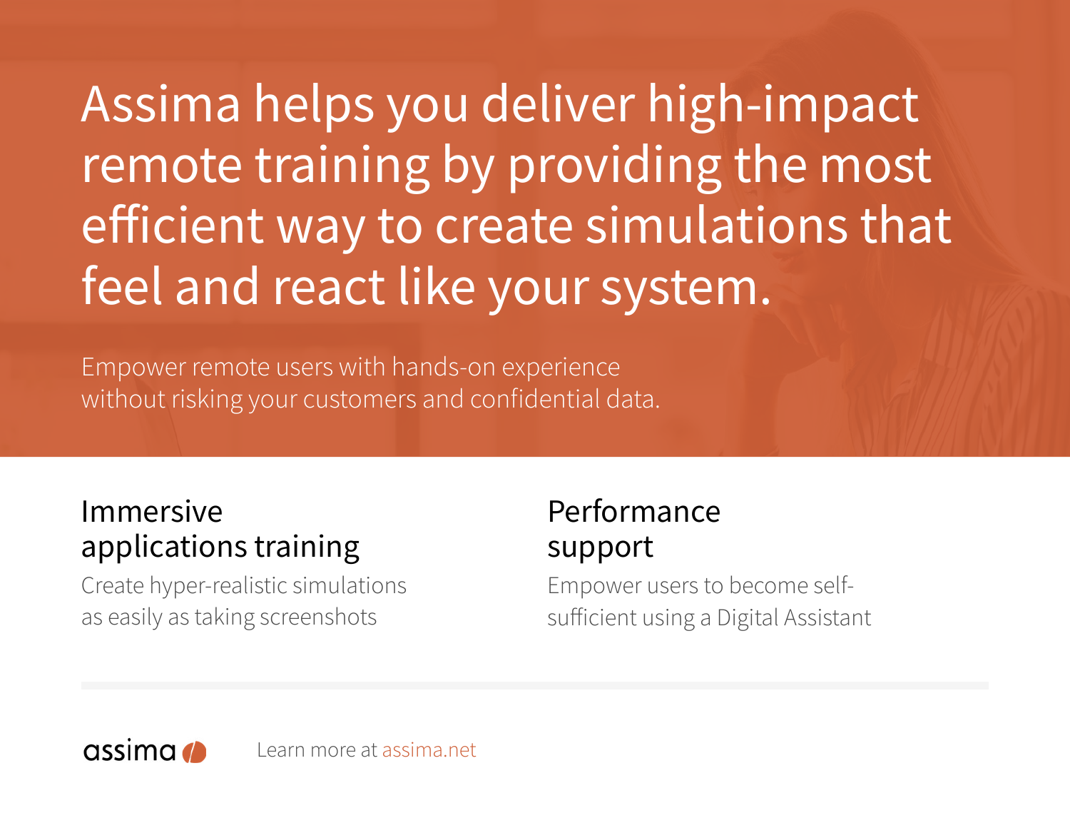# Assima helps you deliver high-impact remote training by providing the most efficient way to create simulations that feel and react like your system.

Empower remote users with hands-on experience without risking your customers and confidential data.

## Immersive applications training

Create hyper-realistic simulations as easily as taking screenshots

## Performance support

Empower users to become self-sufficient using a Digital Assistant

assima

Learn more at assima.net